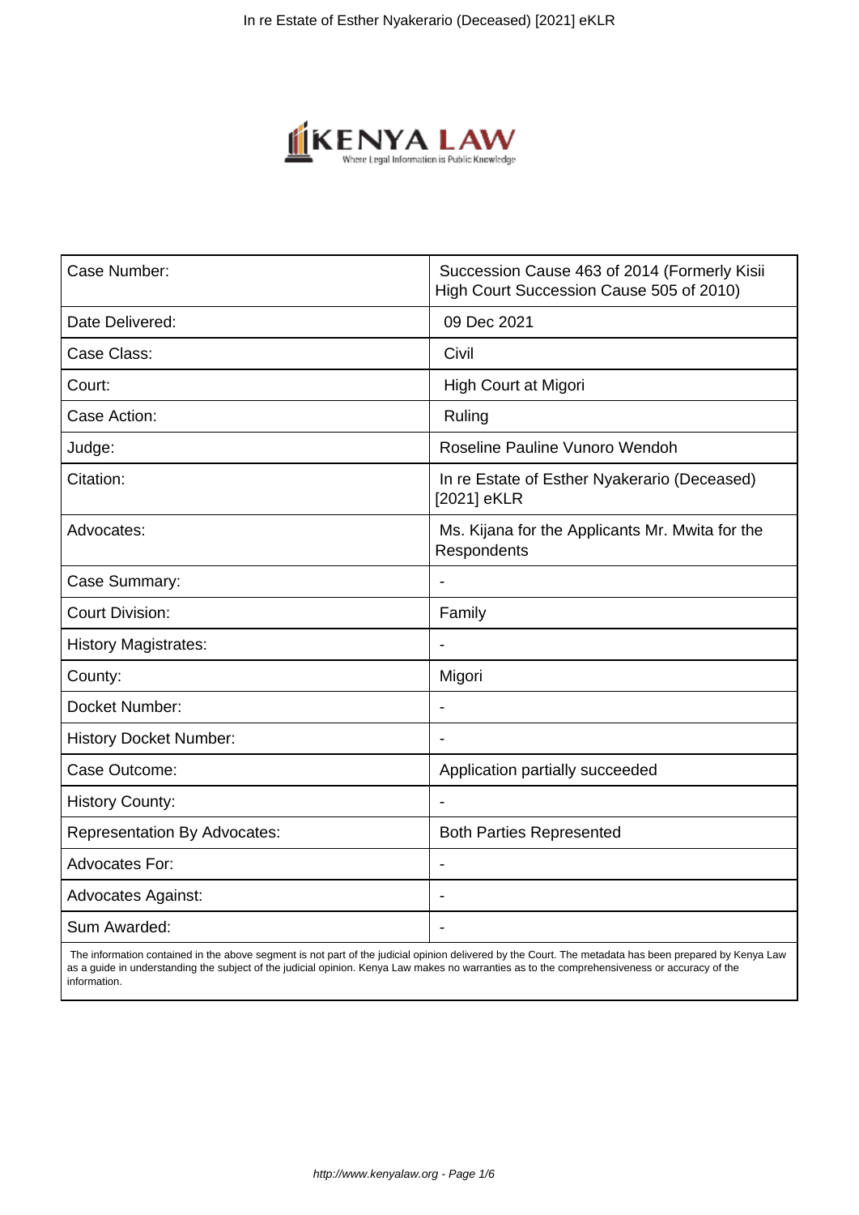| Case Number: | Succession Cause 463 of 2014 (Formerly Kisii High Court Succession Cause 505 of 2010) |
|---|---|
| Date Delivered: | 09 Dec 2021 |
| Case Class: | Civil |
| Court: | High Court at Migori |
| Case Action: | Ruling |
| Judge: | Roseline Pauline Vunoro Wendoh |
| Citation: | In re Estate of Esther Nyakerario (Deceased) [2021] eKLR |
| Advocates: | Ms. Kijana for the Applicants Mr. Mwita for the Respondents |
| Case Summary: | - |
| Court Division: | Family |
| History Magistrates: | - |
| County: | Migori |
| Docket Number: | - |
| History Docket Number: | - |
| Case Outcome: | Application partially succeeded |
| History County: | - |
| Representation By Advocates: | Both Parties Represented |
| Advocates For: | - |
| Advocates Against: | - |
| Sum Awarded: | - |

The information contained in the above segment is not part of the judicial opinion delivered by the Court. The metadata has been prepared by Kenya Law as a guide in understanding the subject of the judicial opinion. Kenya Law makes no warranties as to the comprehensiveness or accuracy of the information.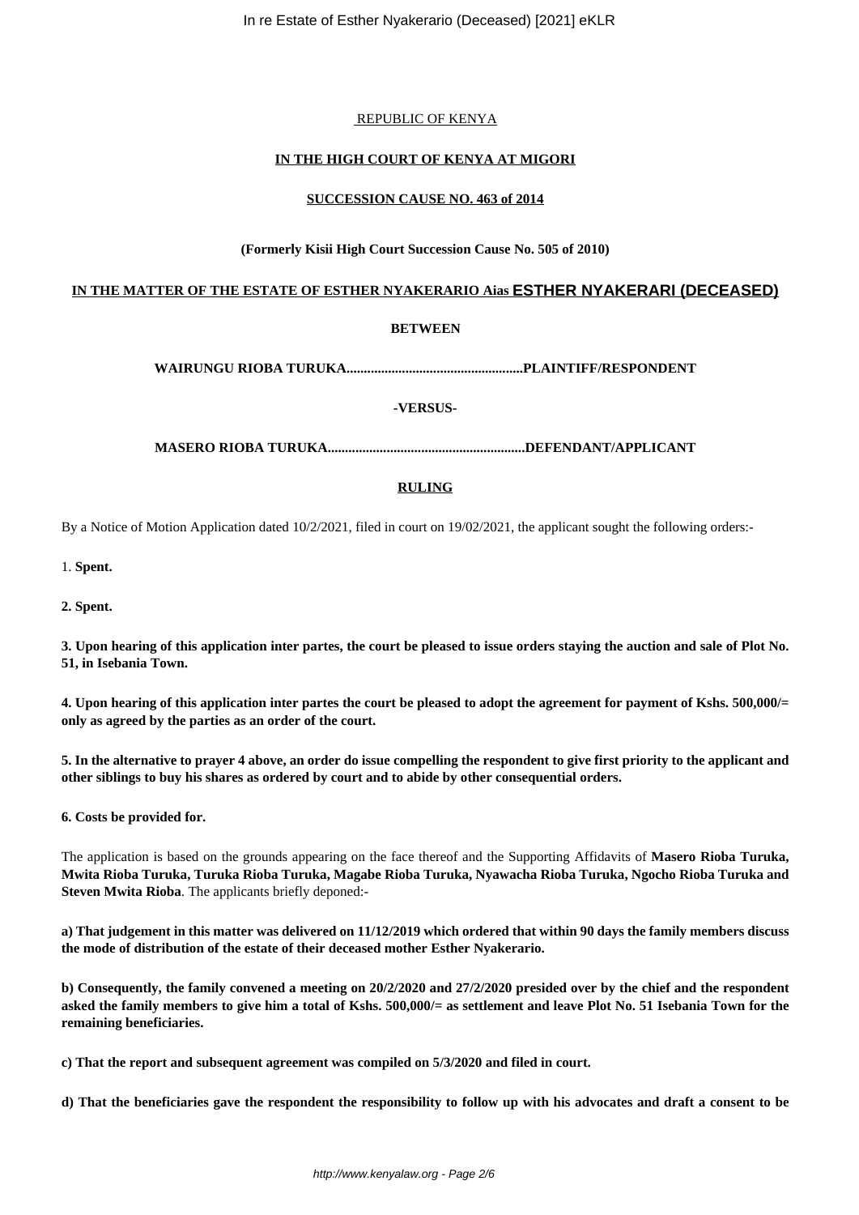REPUBLIC OF KENYA

**IN THE HIGH COURT OF KENYA AT MIGORI**

**SUCCESSION CAUSE NO. 463 of 2014**

**(Formerly Kisii High Court Succession Cause No. 505 of 2010)**

**IN THE MATTER OF THE ESTATE OF ESTHER NYAKERARIO Aias ESTHER NYAKERARI (DECEASED)**

**BETWEEN**

**WAIRUNGU RIOBA TURUKA...................................................PLAINTIFF/RESPONDENT**

**-VERSUS-**

**MASERO RIOBA TURUKA.........................................................DEFENDANT/APPLICANT**

**RULING**

By a Notice of Motion Application dated 10/2/2021, filed in court on 19/02/2021, the applicant sought the following orders:-

1. **Spent.**

**2. Spent.**

**3. Upon hearing of this application inter partes, the court be pleased to issue orders staying the auction and sale of Plot No. 51, in Isebania Town.**

**4. Upon hearing of this application inter partes the court be pleased to adopt the agreement for payment of Kshs. 500,000/= only as agreed by the parties as an order of the court.**

**5. In the alternative to prayer 4 above, an order do issue compelling the respondent to give first priority to the applicant and other siblings to buy his shares as ordered by court and to abide by other consequential orders.**

**6. Costs be provided for.**

The application is based on the grounds appearing on the face thereof and the Supporting Affidavits of **Masero Rioba Turuka, Mwita Rioba Turuka, Turuka Rioba Turuka, Magabe Rioba Turuka, Nyawacha Rioba Turuka, Ngocho Rioba Turuka and Steven Mwita Rioba**. The applicants briefly deponed:-

**a) That judgement in this matter was delivered on 11/12/2019 which ordered that within 90 days the family members discuss the mode of distribution of the estate of their deceased mother Esther Nyakerario.**

**b) Consequently, the family convened a meeting on 20/2/2020 and 27/2/2020 presided over by the chief and the respondent asked the family members to give him a total of Kshs. 500,000/= as settlement and leave Plot No. 51 Isebania Town for the remaining beneficiaries.**

**c) That the report and subsequent agreement was compiled on 5/3/2020 and filed in court.**

**d) That the beneficiaries gave the respondent the responsibility to follow up with his advocates and draft a consent to be**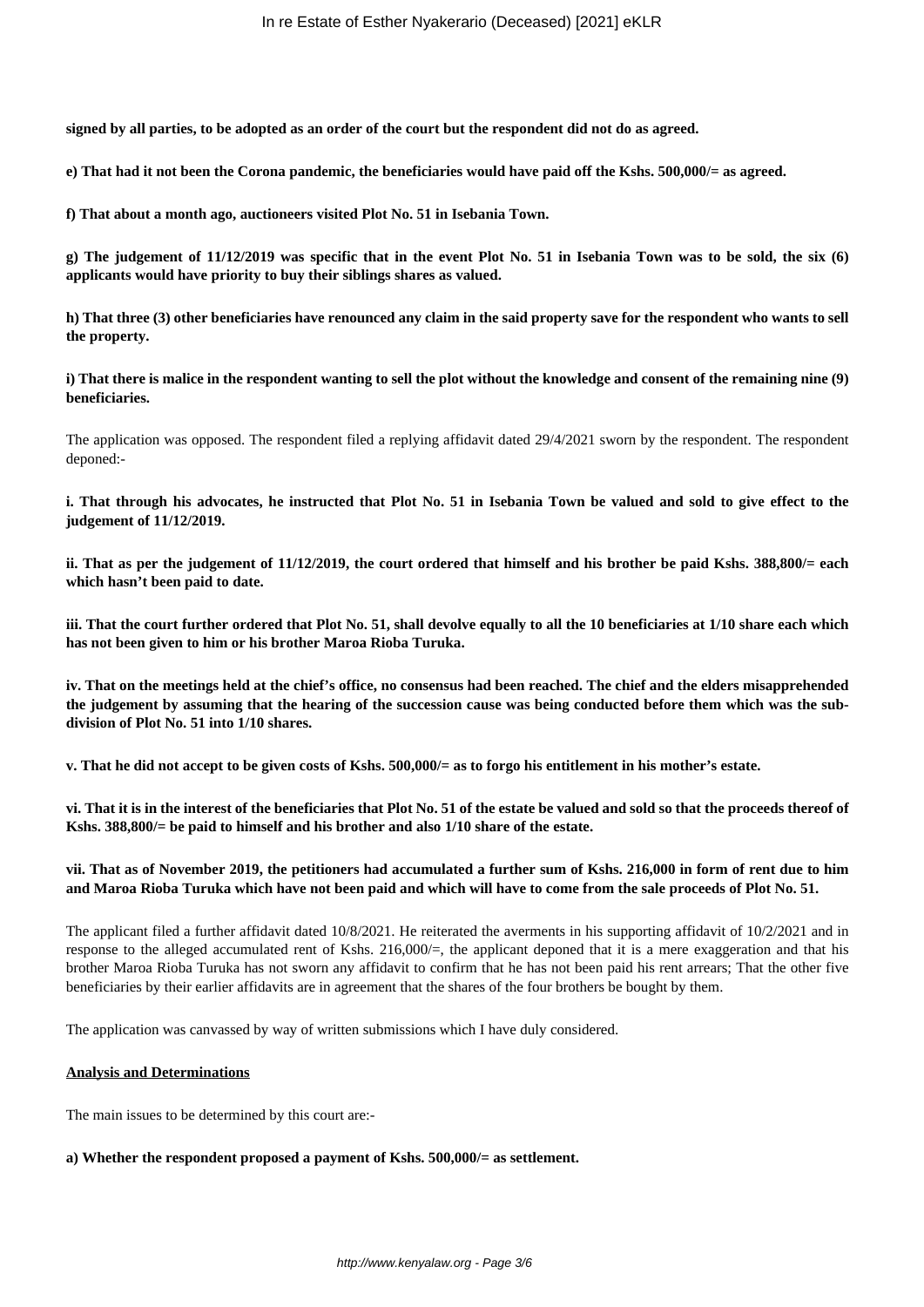**signed by all parties, to be adopted as an order of the court but the respondent did not do as agreed.**

**e) That had it not been the Corona pandemic, the beneficiaries would have paid off the Kshs. 500,000/= as agreed.**

**f) That about a month ago, auctioneers visited Plot No. 51 in Isebania Town.**

**g) The judgement of 11/12/2019 was specific that in the event Plot No. 51 in Isebania Town was to be sold, the six (6) applicants would have priority to buy their siblings shares as valued.**

**h) That three (3) other beneficiaries have renounced any claim in the said property save for the respondent who wants to sell the property.**

**i) That there is malice in the respondent wanting to sell the plot without the knowledge and consent of the remaining nine (9) beneficiaries.**

The application was opposed. The respondent filed a replying affidavit dated 29/4/2021 sworn by the respondent. The respondent deponed:-

**i. That through his advocates, he instructed that Plot No. 51 in Isebania Town be valued and sold to give effect to the judgement of 11/12/2019.**

**ii. That as per the judgement of 11/12/2019, the court ordered that himself and his brother be paid Kshs. 388,800/= each which hasn't been paid to date.**

**iii. That the court further ordered that Plot No. 51, shall devolve equally to all the 10 beneficiaries at 1/10 share each which has not been given to him or his brother Maroa Rioba Turuka.**

**iv. That on the meetings held at the chief's office, no consensus had been reached. The chief and the elders misapprehended the judgement by assuming that the hearing of the succession cause was being conducted before them which was the sub-division of Plot No. 51 into 1/10 shares.**

**v. That he did not accept to be given costs of Kshs. 500,000/= as to forgo his entitlement in his mother's estate.**

**vi. That it is in the interest of the beneficiaries that Plot No. 51 of the estate be valued and sold so that the proceeds thereof of Kshs. 388,800/= be paid to himself and his brother and also 1/10 share of the estate.**

**vii. That as of November 2019, the petitioners had accumulated a further sum of Kshs. 216,000 in form of rent due to him and Maroa Rioba Turuka which have not been paid and which will have to come from the sale proceeds of Plot No. 51.**

The applicant filed a further affidavit dated 10/8/2021. He reiterated the averments in his supporting affidavit of 10/2/2021 and in response to the alleged accumulated rent of Kshs. 216,000/=, the applicant deponed that it is a mere exaggeration and that his brother Maroa Rioba Turuka has not sworn any affidavit to confirm that he has not been paid his rent arrears; That the other five beneficiaries by their earlier affidavits are in agreement that the shares of the four brothers be bought by them.

The application was canvassed by way of written submissions which I have duly considered.

**Analysis and Determinations**

The main issues to be determined by this court are:-

**a) Whether the respondent proposed a payment of Kshs. 500,000/= as settlement.**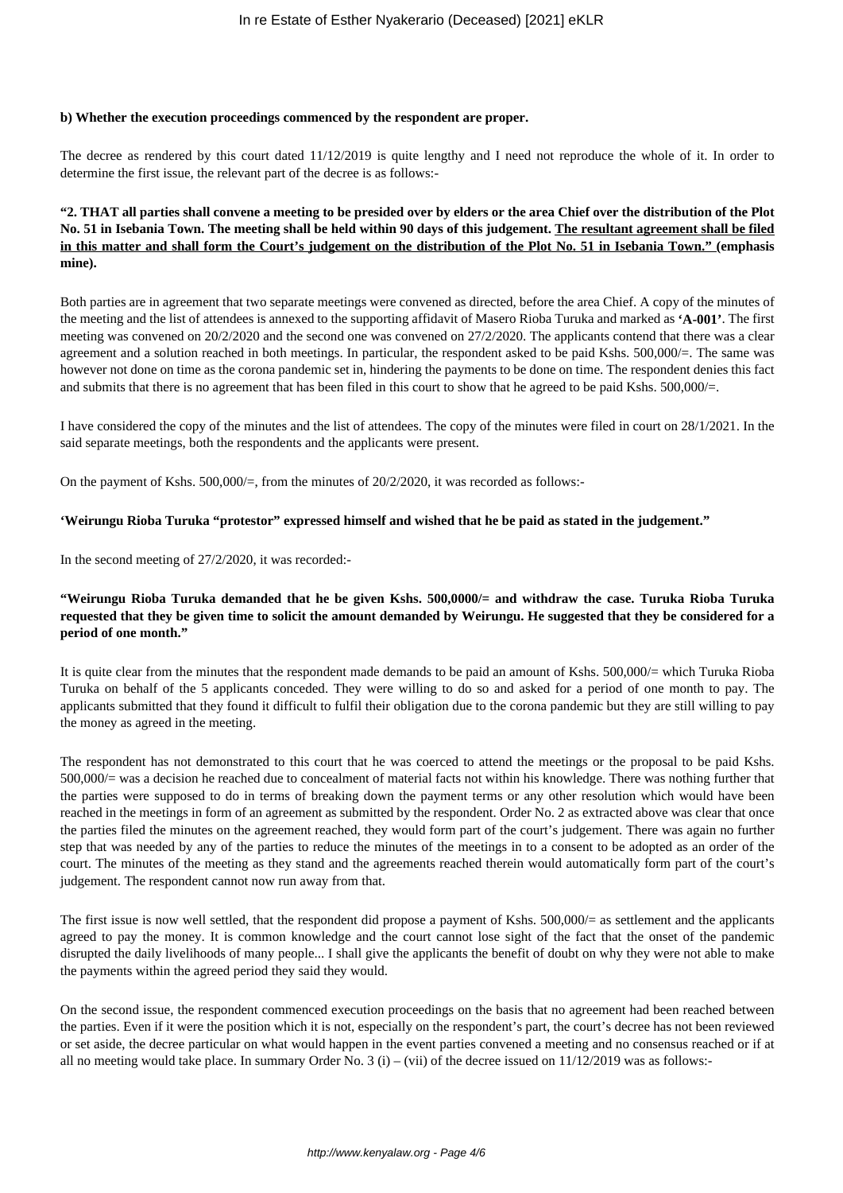**b) Whether the execution proceedings commenced by the respondent are proper.**

The decree as rendered by this court dated 11/12/2019 is quite lengthy and I need not reproduce the whole of it. In order to determine the first issue, the relevant part of the decree is as follows:-

**"2. THAT all parties shall convene a meeting to be presided over by elders or the area Chief over the distribution of the Plot No. 51 in Isebania Town. The meeting shall be held within 90 days of this judgement. <u>The resultant agreement shall be filed in this matter and shall form the Court's judgement on the distribution of the Plot No. 51 in Isebania Town."</u> (emphasis mine).**

Both parties are in agreement that two separate meetings were convened as directed, before the area Chief. A copy of the minutes of the meeting and the list of attendees is annexed to the supporting affidavit of Masero Rioba Turuka and marked as **'A-001'**. The first meeting was convened on 20/2/2020 and the second one was convened on 27/2/2020. The applicants contend that there was a clear agreement and a solution reached in both meetings. In particular, the respondent asked to be paid Kshs. 500,000/=. The same was however not done on time as the corona pandemic set in, hindering the payments to be done on time. The respondent denies this fact and submits that there is no agreement that has been filed in this court to show that he agreed to be paid Kshs. 500,000/=.

I have considered the copy of the minutes and the list of attendees. The copy of the minutes were filed in court on 28/1/2021. In the said separate meetings, both the respondents and the applicants were present.

On the payment of Kshs. 500,000/=, from the minutes of 20/2/2020, it was recorded as follows:-

**'Weirungu Rioba Turuka "protestor" expressed himself and wished that he be paid as stated in the judgement."**

In the second meeting of 27/2/2020, it was recorded:-

**"Weirungu Rioba Turuka demanded that he be given Kshs. 500,0000/= and withdraw the case. Turuka Rioba Turuka requested that they be given time to solicit the amount demanded by Weirungu. He suggested that they be considered for a period of one month."**

It is quite clear from the minutes that the respondent made demands to be paid an amount of Kshs. 500,000/= which Turuka Rioba Turuka on behalf of the 5 applicants conceded. They were willing to do so and asked for a period of one month to pay. The applicants submitted that they found it difficult to fulfil their obligation due to the corona pandemic but they are still willing to pay the money as agreed in the meeting.

The respondent has not demonstrated to this court that he was coerced to attend the meetings or the proposal to be paid Kshs. 500,000/= was a decision he reached due to concealment of material facts not within his knowledge. There was nothing further that the parties were supposed to do in terms of breaking down the payment terms or any other resolution which would have been reached in the meetings in form of an agreement as submitted by the respondent. Order No. 2 as extracted above was clear that once the parties filed the minutes on the agreement reached, they would form part of the court's judgement. There was again no further step that was needed by any of the parties to reduce the minutes of the meetings in to a consent to be adopted as an order of the court. The minutes of the meeting as they stand and the agreements reached therein would automatically form part of the court's judgement. The respondent cannot now run away from that.

The first issue is now well settled, that the respondent did propose a payment of Kshs. 500,000/= as settlement and the applicants agreed to pay the money. It is common knowledge and the court cannot lose sight of the fact that the onset of the pandemic disrupted the daily livelihoods of many people... I shall give the applicants the benefit of doubt on why they were not able to make the payments within the agreed period they said they would.

On the second issue, the respondent commenced execution proceedings on the basis that no agreement had been reached between the parties. Even if it were the position which it is not, especially on the respondent's part, the court's decree has not been reviewed or set aside, the decree particular on what would happen in the event parties convened a meeting and no consensus reached or if at all no meeting would take place. In summary Order No. 3 (i) – (vii) of the decree issued on 11/12/2019 was as follows:-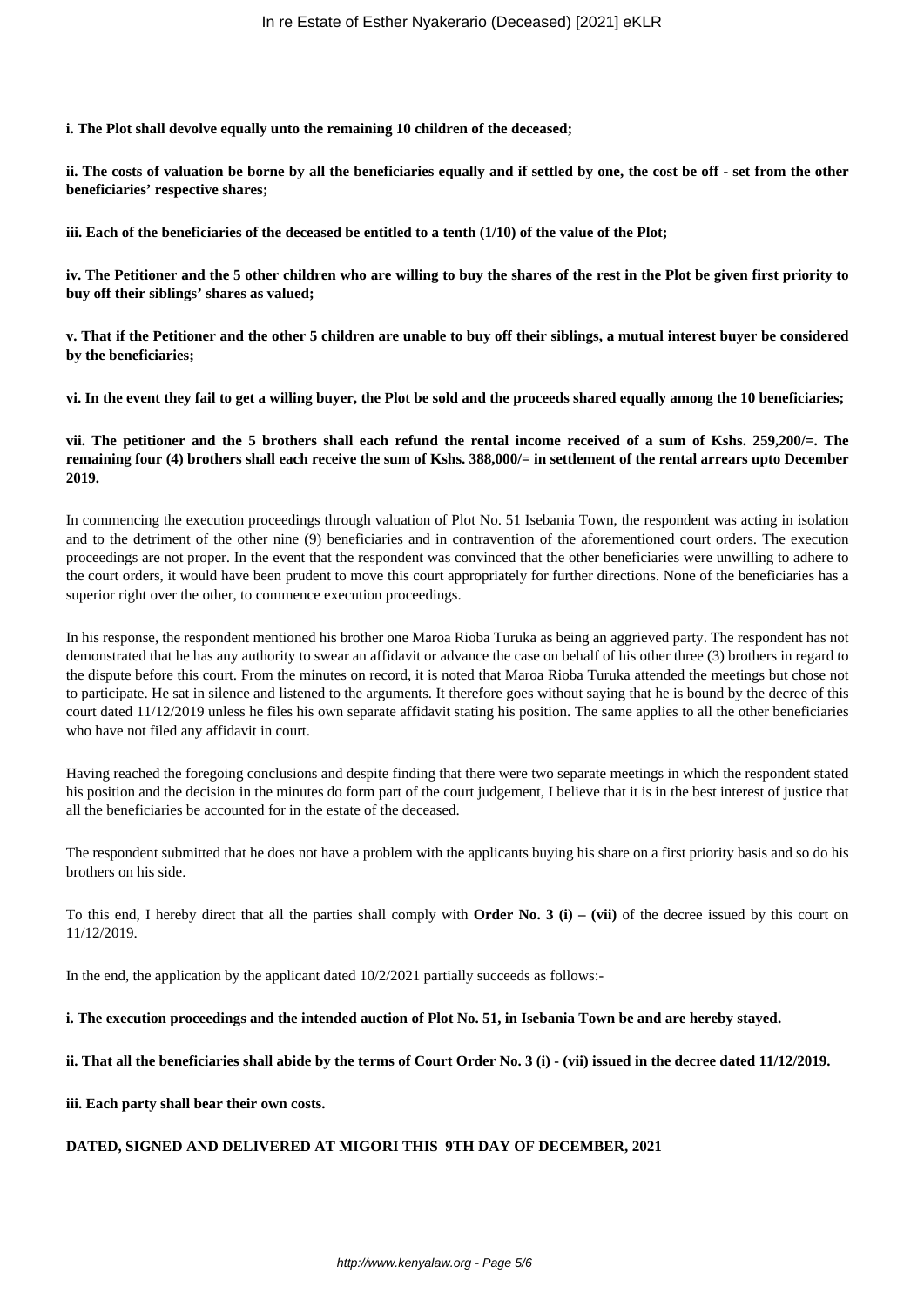**i. The Plot shall devolve equally unto the remaining 10 children of the deceased;**

**ii. The costs of valuation be borne by all the beneficiaries equally and if settled by one, the cost be off - set from the other beneficiaries' respective shares;**

**iii. Each of the beneficiaries of the deceased be entitled to a tenth (1/10) of the value of the Plot;**

**iv. The Petitioner and the 5 other children who are willing to buy the shares of the rest in the Plot be given first priority to buy off their siblings' shares as valued;**

**v. That if the Petitioner and the other 5 children are unable to buy off their siblings, a mutual interest buyer be considered by the beneficiaries;**

**vi. In the event they fail to get a willing buyer, the Plot be sold and the proceeds shared equally among the 10 beneficiaries;**

**vii. The petitioner and the 5 brothers shall each refund the rental income received of a sum of Kshs. 259,200/=. The remaining four (4) brothers shall each receive the sum of Kshs. 388,000/= in settlement of the rental arrears upto December 2019.**

In commencing the execution proceedings through valuation of Plot No. 51 Isebania Town, the respondent was acting in isolation and to the detriment of the other nine (9) beneficiaries and in contravention of the aforementioned court orders. The execution proceedings are not proper. In the event that the respondent was convinced that the other beneficiaries were unwilling to adhere to the court orders, it would have been prudent to move this court appropriately for further directions. None of the beneficiaries has a superior right over the other, to commence execution proceedings.

In his response, the respondent mentioned his brother one Maroa Rioba Turuka as being an aggrieved party. The respondent has not demonstrated that he has any authority to swear an affidavit or advance the case on behalf of his other three (3) brothers in regard to the dispute before this court. From the minutes on record, it is noted that Maroa Rioba Turuka attended the meetings but chose not to participate. He sat in silence and listened to the arguments. It therefore goes without saying that he is bound by the decree of this court dated 11/12/2019 unless he files his own separate affidavit stating his position. The same applies to all the other beneficiaries who have not filed any affidavit in court.

Having reached the foregoing conclusions and despite finding that there were two separate meetings in which the respondent stated his position and the decision in the minutes do form part of the court judgement, I believe that it is in the best interest of justice that all the beneficiaries be accounted for in the estate of the deceased.

The respondent submitted that he does not have a problem with the applicants buying his share on a first priority basis and so do his brothers on his side.

To this end, I hereby direct that all the parties shall comply with **Order No. 3 (i) – (vii)** of the decree issued by this court on 11/12/2019.

In the end, the application by the applicant dated 10/2/2021 partially succeeds as follows:-

**i. The execution proceedings and the intended auction of Plot No. 51, in Isebania Town be and are hereby stayed.**

**ii. That all the beneficiaries shall abide by the terms of Court Order No. 3 (i) - (vii) issued in the decree dated 11/12/2019.**

**iii. Each party shall bear their own costs.**

**DATED, SIGNED AND DELIVERED AT MIGORI THIS 9TH DAY OF DECEMBER, 2021**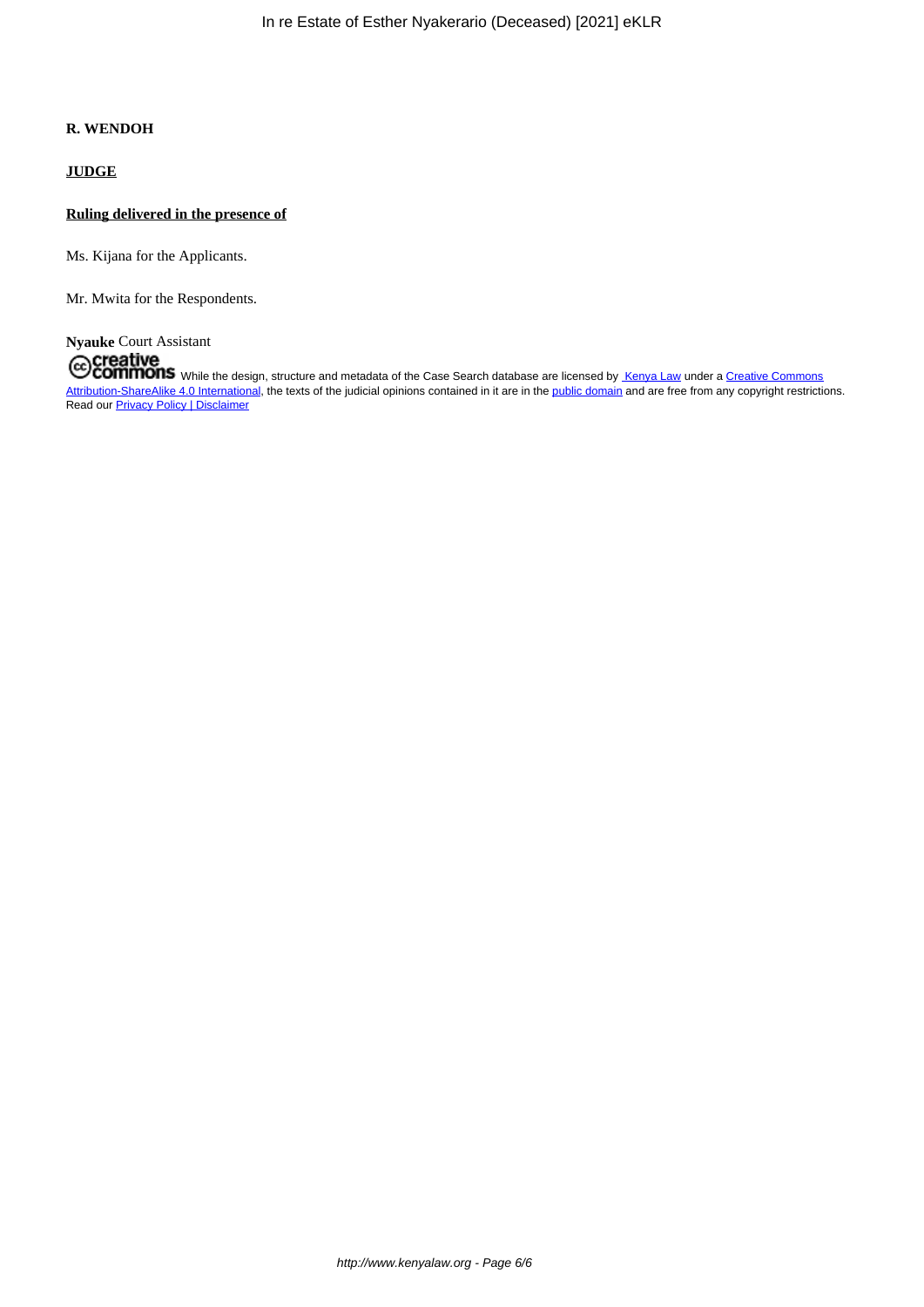**R. WENDOH**

**JUDGE**

**Ruling delivered in the presence of**

Ms. Kijana for the Applicants.

Mr. Mwita for the Respondents.

**Nyauke** Court Assistant

While the design, structure and metadata of the Case Search database are licensed by Kenya Law under a Creative Commons Attribution-ShareAlike 4.0 International, the texts of the judicial opinions contained in it are in the public domain and are free from any copyright restrictions. Read our Privacy Policy | Disclaimer